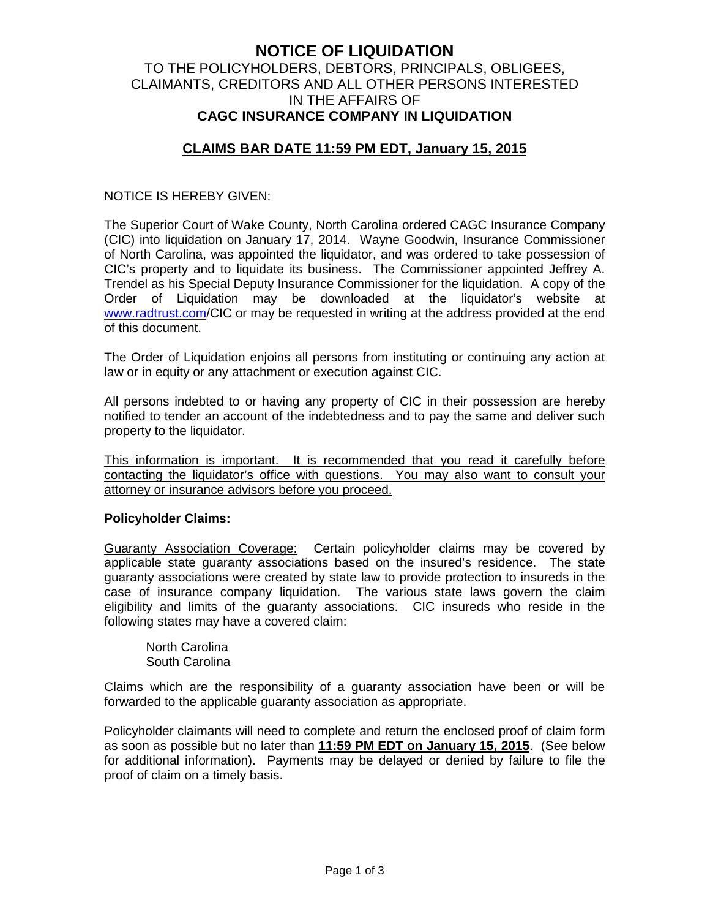# NOTICE OF LIQUIDATION

## TO THE POLICYHOLDERS, DEBTORS, PRINCIPALS, OBLIGEES, CLAIMANTS, CREDITORS AND ALL OTHER PERSONS INTERESTED IN THE AFFAIRS OF

## CAGC INSURANCE COMPANY IN LIQUIDATION

## CLAIMS BAR DATE 11:59 PM EDT, January 15, 2015

NOTICE IS HEREBY GIVEN:

The Superior Court of Wake County, North Carolina ordered CAGC Insurance Company (CIC) into liquidation on January 17, 2014. Wayne Goodwin, Insurance Commissioner of North Carolina, was appointed the liquidator, and was ordered to take possession of CIC's property and to liquidate its business. The Commissioner appointed Jeffrey A. Trendel as his Special Deputy Insurance Commissioner for the liquidation. A copy of the Order of Liquidation may be downloaded at the liquidator's website at www.radtrust.com/CIC or may be requested in writing at the address provided at the end of this document.

The Order of Liquidation enjoins all persons from instituting or continuing any action at law or in equity or any attachment or execution against CIC.

All persons indebted to or having any property of CIC in their possession are hereby notified to tender an account of the indebtedness and to pay the same and deliver such property to the liquidator.

This information is important. It is recommended that you read it carefully before contacting the liquidator's office with questions. You may also want to consult your attorney or insurance advisors before you proceed.

**Policyholder Claims:**

Guaranty Association Coverage: Certain policyholder claims may be covered by applicable state guaranty associations based on the insured's residence. The state guaranty associations were created by state law to provide protection to insureds in the case of insurance company liquidation. The various state laws govern the claim eligibility and limits of the guaranty associations. CIC insureds who reside in the following states may have a covered claim:

North Carolina
South Carolina

Claims which are the responsibility of a guaranty association have been or will be forwarded to the applicable guaranty association as appropriate.

Policyholder claimants will need to complete and return the enclosed proof of claim form as soon as possible but no later than **11:59 PM EDT on January 15, 2015**. (See below for additional information). Payments may be delayed or denied by failure to file the proof of claim on a timely basis.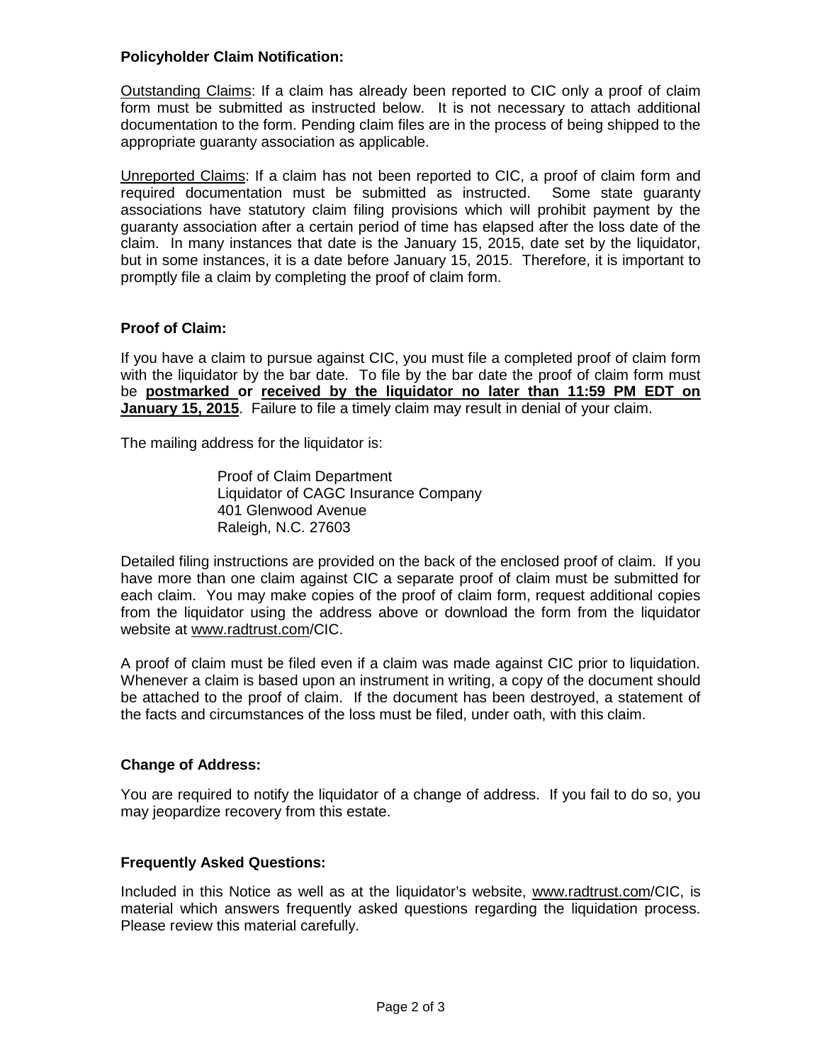### Policyholder Claim Notification:

Outstanding Claims: If a claim has already been reported to CIC only a proof of claim form must be submitted as instructed below. It is not necessary to attach additional documentation to the form. Pending claim files are in the process of being shipped to the appropriate guaranty association as applicable.

Unreported Claims: If a claim has not been reported to CIC, a proof of claim form and required documentation must be submitted as instructed. Some state guaranty associations have statutory claim filing provisions which will prohibit payment by the guaranty association after a certain period of time has elapsed after the loss date of the claim. In many instances that date is the January 15, 2015, date set by the liquidator, but in some instances, it is a date before January 15, 2015. Therefore, it is important to promptly file a claim by completing the proof of claim form.

### Proof of Claim:

If you have a claim to pursue against CIC, you must file a completed proof of claim form with the liquidator by the bar date. To file by the bar date the proof of claim form must be **postmarked or received by the liquidator no later than 11:59 PM EDT on January 15, 2015**. Failure to file a timely claim may result in denial of your claim.

The mailing address for the liquidator is:

Proof of Claim Department
Liquidator of CAGC Insurance Company
401 Glenwood Avenue
Raleigh, N.C. 27603

Detailed filing instructions are provided on the back of the enclosed proof of claim. If you have more than one claim against CIC a separate proof of claim must be submitted for each claim. You may make copies of the proof of claim form, request additional copies from the liquidator using the address above or download the form from the liquidator website at www.radtrust.com/CIC.

A proof of claim must be filed even if a claim was made against CIC prior to liquidation. Whenever a claim is based upon an instrument in writing, a copy of the document should be attached to the proof of claim. If the document has been destroyed, a statement of the facts and circumstances of the loss must be filed, under oath, with this claim.

### Change of Address:

You are required to notify the liquidator of a change of address. If you fail to do so, you may jeopardize recovery from this estate.

### Frequently Asked Questions:

Included in this Notice as well as at the liquidator's website, www.radtrust.com/CIC, is material which answers frequently asked questions regarding the liquidation process. Please review this material carefully.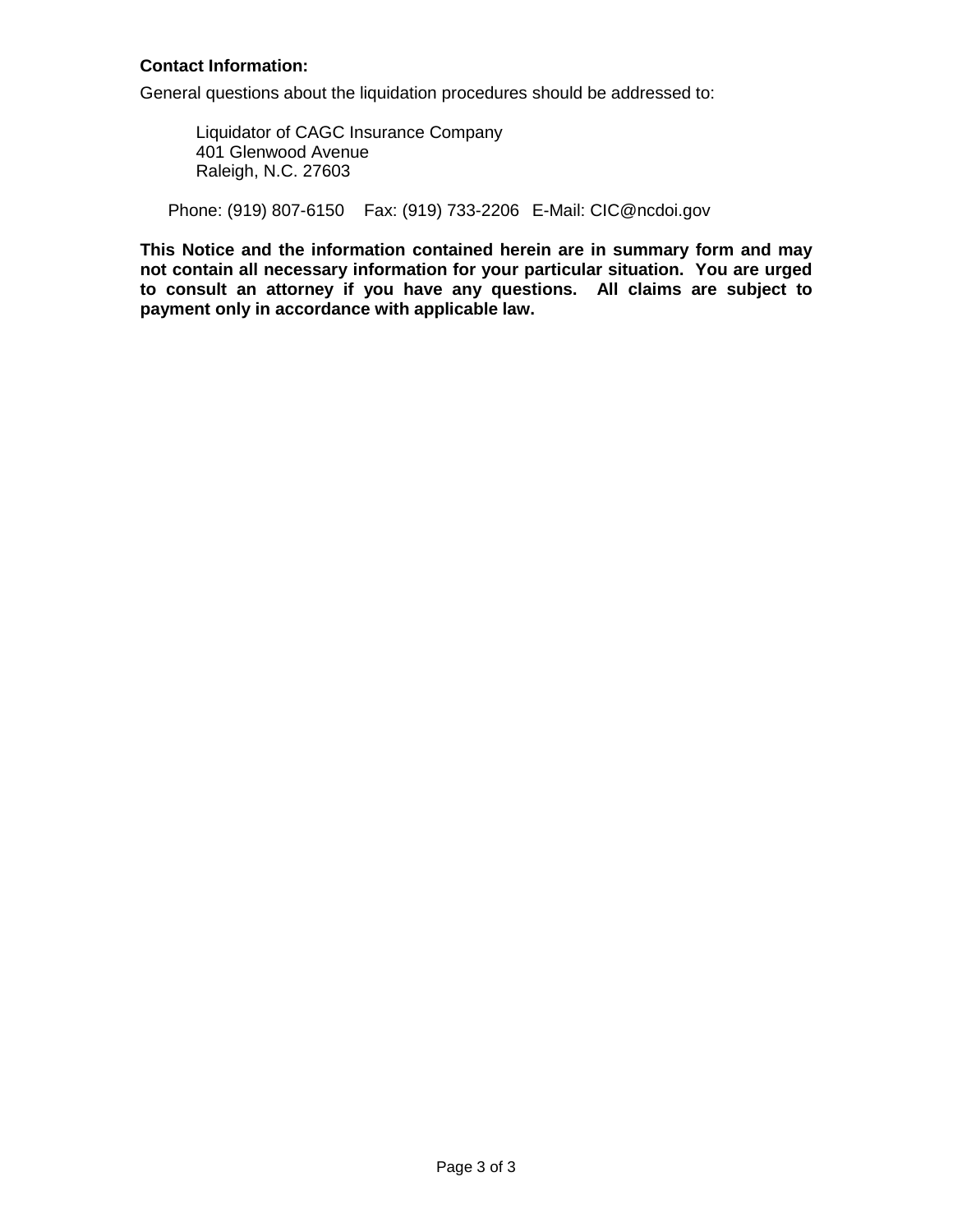**Contact Information:**

General questions about the liquidation procedures should be addressed to:

Liquidator of CAGC Insurance Company
401 Glenwood Avenue
Raleigh, N.C. 27603

Phone: (919) 807-6150  Fax: (919) 733-2206  E-Mail: CIC@ncdoi.gov

**This Notice and the information contained herein are in summary form and may not contain all necessary information for your particular situation. You are urged to consult an attorney if you have any questions. All claims are subject to payment only in accordance with applicable law.**